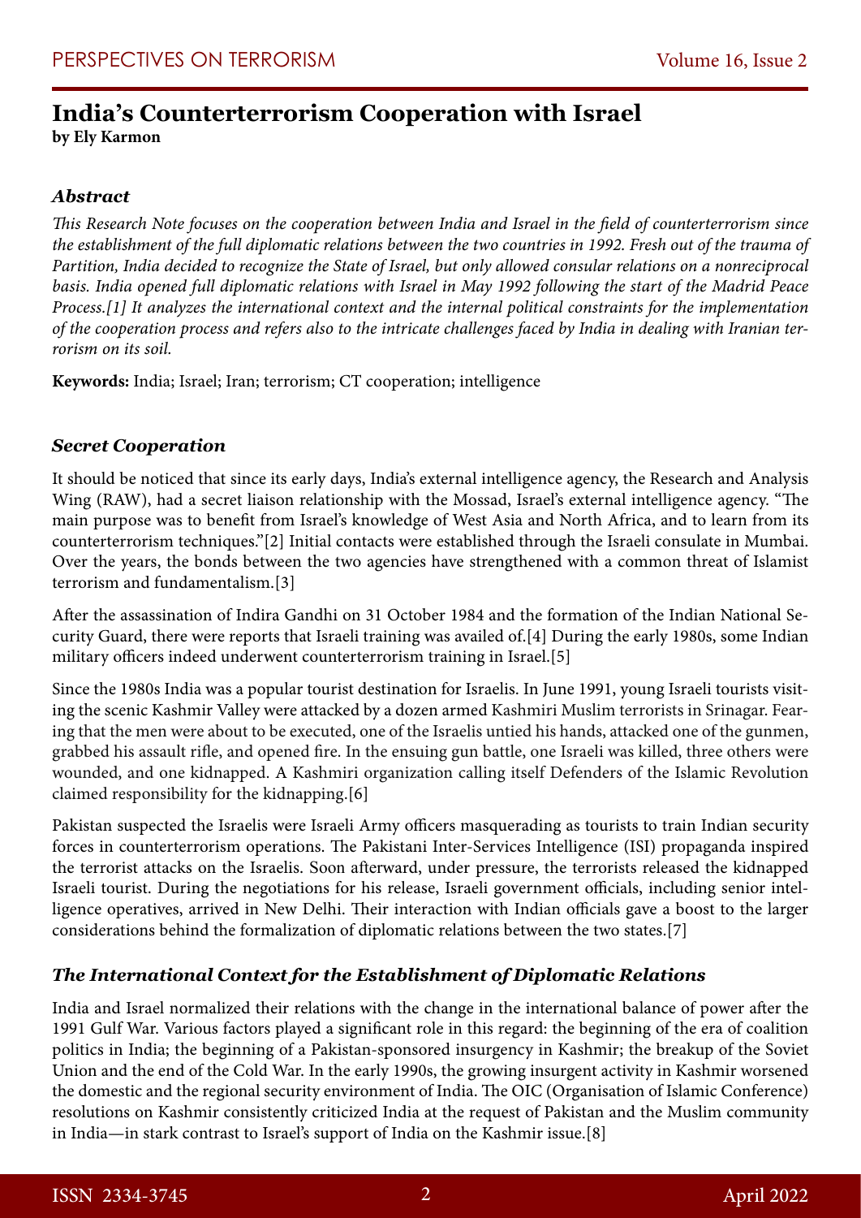# India's Counterterrorism Cooperation with Israel

**by Ely Karmon**

### *Abstract*

*This Research Note focuses on the cooperation between India and Israel in the field of counterterrorism since the establishment of the full diplomatic relations between the two countries in 1992. Fresh out of the trauma of Partition, India decided to recognize the State of Israel, but only allowed consular relations on a nonreciprocal basis. India opened full diplomatic relations with Israel in May 1992 following the start of the Madrid Peace Process.[1] It analyzes the international context and the internal political constraints for the implementation of the cooperation process and refers also to the intricate challenges faced by India in dealing with Iranian terrorism on its soil.*

**Keywords:** India; Israel; Iran; terrorism; CT cooperation; intelligence

### *Secret Cooperation*

It should be noticed that since its early days, India's external intelligence agency, the Research and Analysis Wing (RAW), had a secret liaison relationship with the Mossad, Israel's external intelligence agency. "The main purpose was to benefit from Israel's knowledge of West Asia and North Africa, and to learn from its counterterrorism techniques."[2] Initial contacts were established through the Israeli consulate in Mumbai. Over the years, the bonds between the two agencies have strengthened with a common threat of Islamist terrorism and fundamentalism.[3]

After the assassination of Indira Gandhi on 31 October 1984 and the formation of the Indian National Security Guard, there were reports that Israeli training was availed of.[4] During the early 1980s, some Indian military officers indeed underwent counterterrorism training in Israel.[5]

Since the 1980s India was a popular tourist destination for Israelis. In June 1991, young Israeli tourists visiting the scenic Kashmir Valley were attacked by a dozen armed Kashmiri Muslim terrorists in Srinagar. Fearing that the men were about to be executed, one of the Israelis untied his hands, attacked one of the gunmen, grabbed his assault rifle, and opened fire. In the ensuing gun battle, one Israeli was killed, three others were wounded, and one kidnapped. A Kashmiri organization calling itself Defenders of the Islamic Revolution claimed responsibility for the kidnapping.[6]

Pakistan suspected the Israelis were Israeli Army officers masquerading as tourists to train Indian security forces in counterterrorism operations. The Pakistani Inter-Services Intelligence (ISI) propaganda inspired the terrorist attacks on the Israelis. Soon afterward, under pressure, the terrorists released the kidnapped Israeli tourist. During the negotiations for his release, Israeli government officials, including senior intelligence operatives, arrived in New Delhi. Their interaction with Indian officials gave a boost to the larger considerations behind the formalization of diplomatic relations between the two states.[7]

### *The International Context for the Establishment of Diplomatic Relations*

India and Israel normalized their relations with the change in the international balance of power after the 1991 Gulf War. Various factors played a significant role in this regard: the beginning of the era of coalition politics in India; the beginning of a Pakistan-sponsored insurgency in Kashmir; the breakup of the Soviet Union and the end of the Cold War. In the early 1990s, the growing insurgent activity in Kashmir worsened the domestic and the regional security environment of India. The OIC (Organisation of Islamic Conference) resolutions on Kashmir consistently criticized India at the request of Pakistan and the Muslim community in India—in stark contrast to Israel's support of India on the Kashmir issue.[8]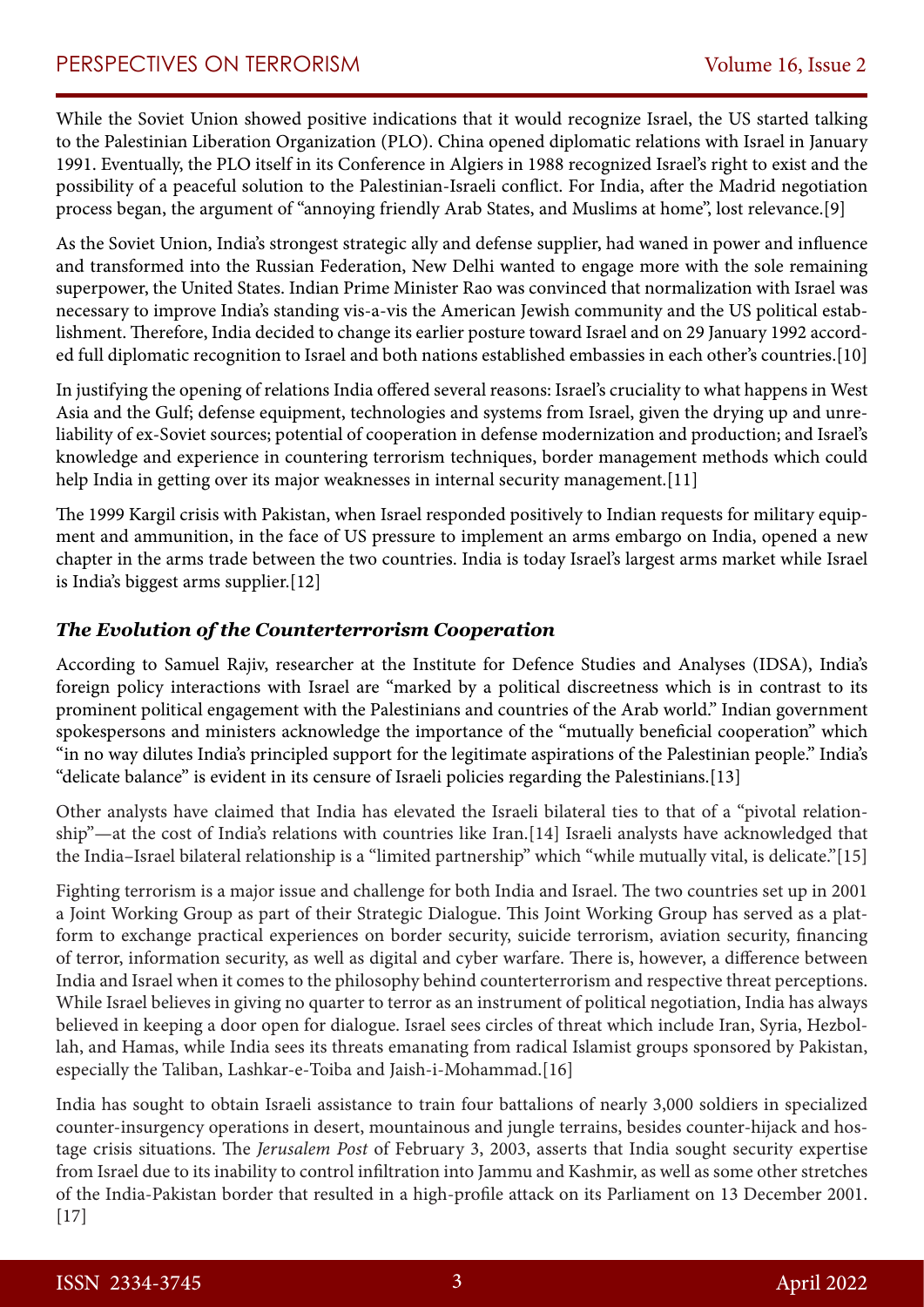While the Soviet Union showed positive indications that it would recognize Israel, the US started talking to the Palestinian Liberation Organization (PLO). China opened diplomatic relations with Israel in January 1991. Eventually, the PLO itself in its Conference in Algiers in 1988 recognized Israel's right to exist and the possibility of a peaceful solution to the Palestinian-Israeli conflict. For India, after the Madrid negotiation process began, the argument of "annoying friendly Arab States, and Muslims at home", lost relevance.[9]

As the Soviet Union, India's strongest strategic ally and defense supplier, had waned in power and influence and transformed into the Russian Federation, New Delhi wanted to engage more with the sole remaining superpower, the United States. Indian Prime Minister Rao was convinced that normalization with Israel was necessary to improve India's standing vis-a-vis the American Jewish community and the US political establishment. Therefore, India decided to change its earlier posture toward Israel and on 29 January 1992 accorded full diplomatic recognition to Israel and both nations established embassies in each other's countries.[10]

In justifying the opening of relations India offered several reasons: Israel's cruciality to what happens in West Asia and the Gulf; defense equipment, technologies and systems from Israel, given the drying up and unreliability of ex-Soviet sources; potential of cooperation in defense modernization and production; and Israel's knowledge and experience in countering terrorism techniques, border management methods which could help India in getting over its major weaknesses in internal security management.[11]

The 1999 Kargil crisis with Pakistan, when Israel responded positively to Indian requests for military equipment and ammunition, in the face of US pressure to implement an arms embargo on India, opened a new chapter in the arms trade between the two countries. India is today Israel's largest arms market while Israel is India's biggest arms supplier.[12]

### *The Evolution of the Counterterrorism Cooperation*

According to Samuel Rajiv, researcher at the Institute for Defence Studies and Analyses (IDSA), India's foreign policy interactions with Israel are "marked by a political discreetness which is in contrast to its prominent political engagement with the Palestinians and countries of the Arab world." Indian government spokespersons and ministers acknowledge the importance of the "mutually beneficial cooperation" which "in no way dilutes India's principled support for the legitimate aspirations of the Palestinian people." India's "delicate balance" is evident in its censure of Israeli policies regarding the Palestinians.[13]

Other analysts have claimed that India has elevated the Israeli bilateral ties to that of a "pivotal relationship"—at the cost of India's relations with countries like Iran.[14] Israeli analysts have acknowledged that the India–Israel bilateral relationship is a "limited partnership" which "while mutually vital, is delicate."[15]

Fighting terrorism is a major issue and challenge for both India and Israel. The two countries set up in 2001 a Joint Working Group as part of their Strategic Dialogue. This Joint Working Group has served as a platform to exchange practical experiences on border security, suicide terrorism, aviation security, financing of terror, information security, as well as digital and cyber warfare. There is, however, a difference between India and Israel when it comes to the philosophy behind counterterrorism and respective threat perceptions. While Israel believes in giving no quarter to terror as an instrument of political negotiation, India has always believed in keeping a door open for dialogue. Israel sees circles of threat which include Iran, Syria, Hezbollah, and Hamas, while India sees its threats emanating from radical Islamist groups sponsored by Pakistan, especially the Taliban, Lashkar-e-Toiba and Jaish-i-Mohammad.[16]

India has sought to obtain Israeli assistance to train four battalions of nearly 3,000 soldiers in specialized counter-insurgency operations in desert, mountainous and jungle terrains, besides counter-hijack and hostage crisis situations. The *Jerusalem Post* of February 3, 2003, asserts that India sought security expertise from Israel due to its inability to control infiltration into Jammu and Kashmir, as well as some other stretches of the India-Pakistan border that resulted in a high-profile attack on its Parliament on 13 December 2001.[17]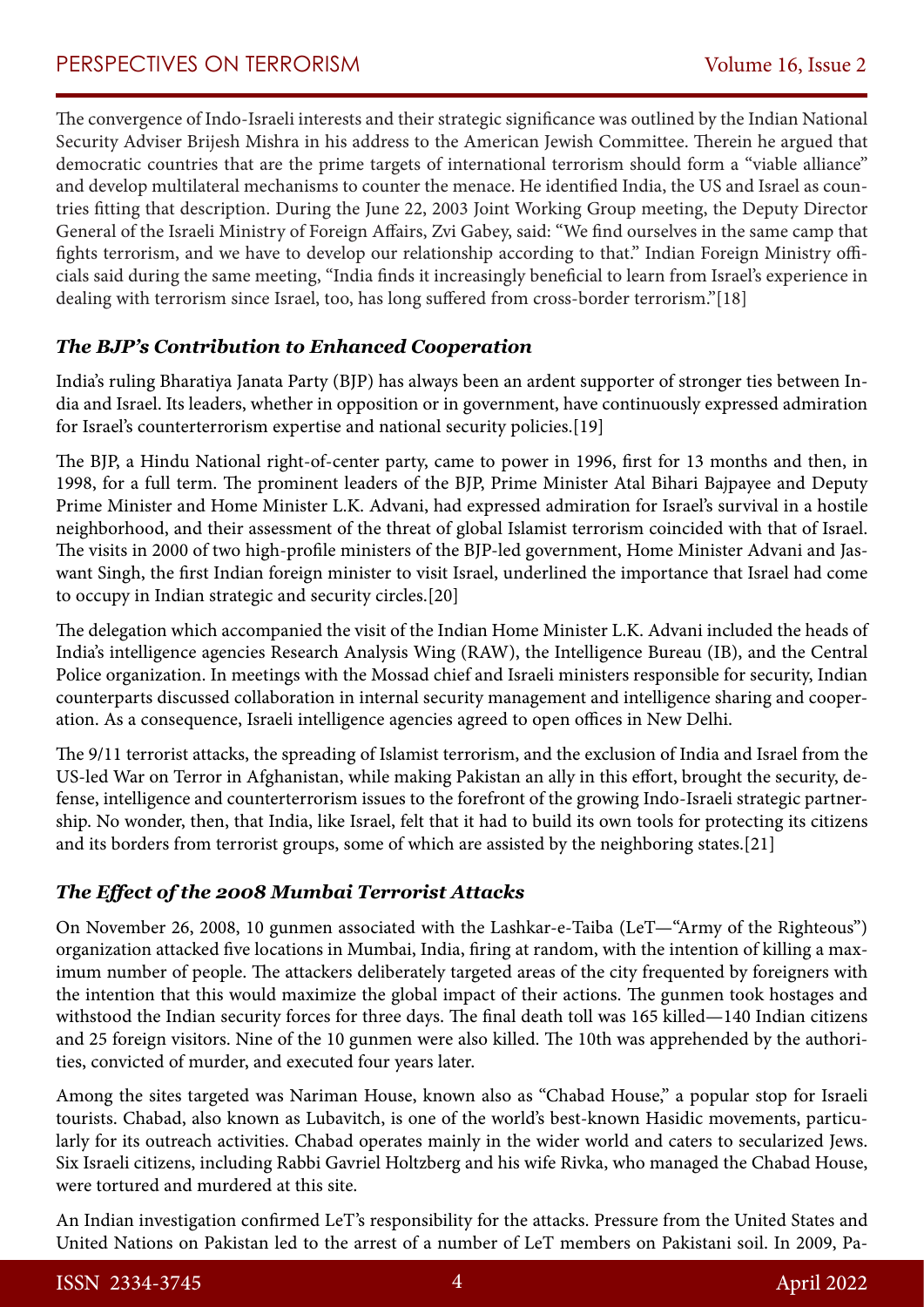The convergence of Indo-Israeli interests and their strategic significance was outlined by the Indian National Security Adviser Brijesh Mishra in his address to the American Jewish Committee. Therein he argued that democratic countries that are the prime targets of international terrorism should form a "viable alliance" and develop multilateral mechanisms to counter the menace. He identified India, the US and Israel as countries fitting that description. During the June 22, 2003 Joint Working Group meeting, the Deputy Director General of the Israeli Ministry of Foreign Affairs, Zvi Gabey, said: "We find ourselves in the same camp that fights terrorism, and we have to develop our relationship according to that." Indian Foreign Ministry officials said during the same meeting, "India finds it increasingly beneficial to learn from Israel's experience in dealing with terrorism since Israel, too, has long suffered from cross-border terrorism."[18]

### *The BJP's Contribution to Enhanced Cooperation*

India's ruling Bharatiya Janata Party (BJP) has always been an ardent supporter of stronger ties between India and Israel. Its leaders, whether in opposition or in government, have continuously expressed admiration for Israel's counterterrorism expertise and national security policies.[19]

The BJP, a Hindu National right-of-center party, came to power in 1996, first for 13 months and then, in 1998, for a full term. The prominent leaders of the BJP, Prime Minister Atal Bihari Bajpayee and Deputy Prime Minister and Home Minister L.K. Advani, had expressed admiration for Israel's survival in a hostile neighborhood, and their assessment of the threat of global Islamist terrorism coincided with that of Israel. The visits in 2000 of two high-profile ministers of the BJP-led government, Home Minister Advani and Jaswant Singh, the first Indian foreign minister to visit Israel, underlined the importance that Israel had come to occupy in Indian strategic and security circles.[20]

The delegation which accompanied the visit of the Indian Home Minister L.K. Advani included the heads of India's intelligence agencies Research Analysis Wing (RAW), the Intelligence Bureau (IB), and the Central Police organization. In meetings with the Mossad chief and Israeli ministers responsible for security, Indian counterparts discussed collaboration in internal security management and intelligence sharing and cooperation. As a consequence, Israeli intelligence agencies agreed to open offices in New Delhi.

The 9/11 terrorist attacks, the spreading of Islamist terrorism, and the exclusion of India and Israel from the US-led War on Terror in Afghanistan, while making Pakistan an ally in this effort, brought the security, defense, intelligence and counterterrorism issues to the forefront of the growing Indo-Israeli strategic partnership. No wonder, then, that India, like Israel, felt that it had to build its own tools for protecting its citizens and its borders from terrorist groups, some of which are assisted by the neighboring states.[21]

### *The Effect of the 2008 Mumbai Terrorist Attacks*

On November 26, 2008, 10 gunmen associated with the Lashkar-e-Taiba (LeT—"Army of the Righteous") organization attacked five locations in Mumbai, India, firing at random, with the intention of killing a maximum number of people. The attackers deliberately targeted areas of the city frequented by foreigners with the intention that this would maximize the global impact of their actions. The gunmen took hostages and withstood the Indian security forces for three days. The final death toll was 165 killed—140 Indian citizens and 25 foreign visitors. Nine of the 10 gunmen were also killed. The 10th was apprehended by the authorities, convicted of murder, and executed four years later.

Among the sites targeted was Nariman House, known also as "Chabad House," a popular stop for Israeli tourists. Chabad, also known as Lubavitch, is one of the world's best-known Hasidic movements, particularly for its outreach activities. Chabad operates mainly in the wider world and caters to secularized Jews. Six Israeli citizens, including Rabbi Gavriel Holtzberg and his wife Rivka, who managed the Chabad House, were tortured and murdered at this site.

An Indian investigation confirmed LeT's responsibility for the attacks. Pressure from the United States and United Nations on Pakistan led to the arrest of a number of LeT members on Pakistani soil. In 2009, Pa-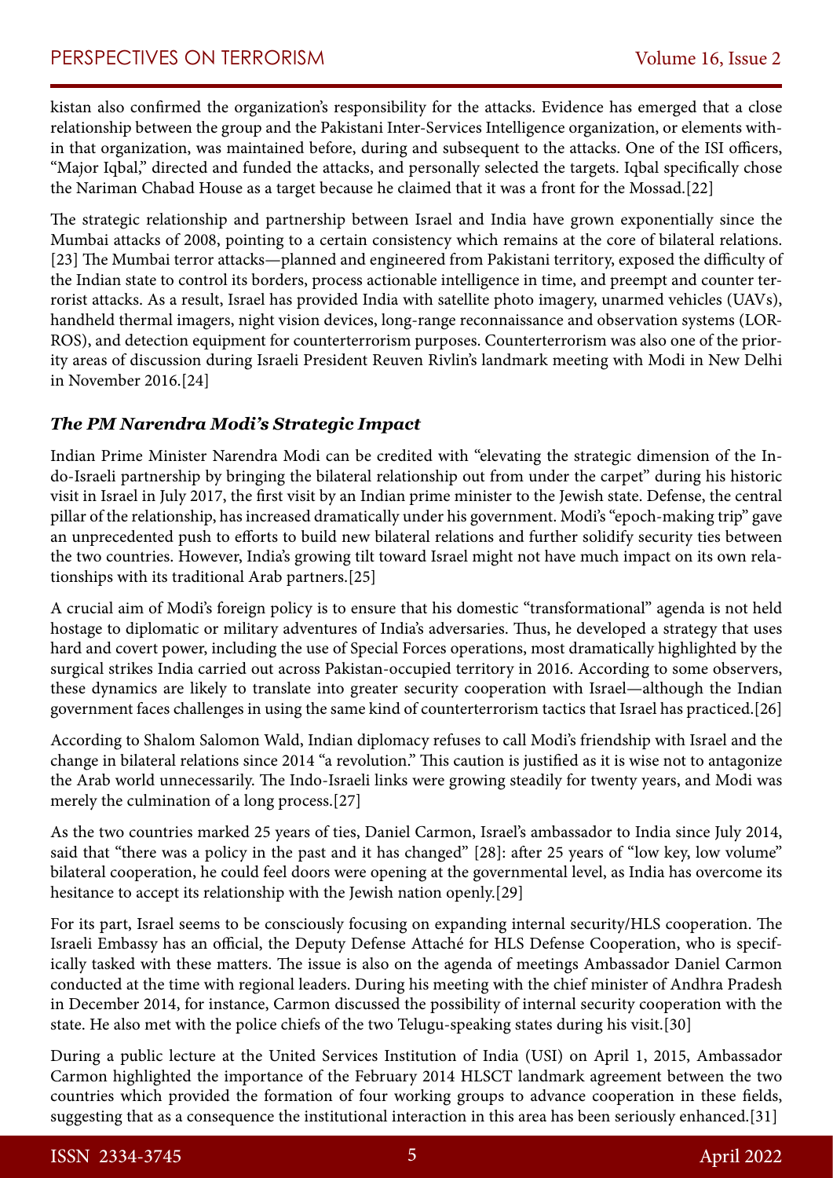kistan also confirmed the organization's responsibility for the attacks. Evidence has emerged that a close relationship between the group and the Pakistani Inter-Services Intelligence organization, or elements within that organization, was maintained before, during and subsequent to the attacks. One of the ISI officers, "Major Iqbal," directed and funded the attacks, and personally selected the targets. Iqbal specifically chose the Nariman Chabad House as a target because he claimed that it was a front for the Mossad.[22]

The strategic relationship and partnership between Israel and India have grown exponentially since the Mumbai attacks of 2008, pointing to a certain consistency which remains at the core of bilateral relations.[23] The Mumbai terror attacks—planned and engineered from Pakistani territory, exposed the difficulty of the Indian state to control its borders, process actionable intelligence in time, and preempt and counter terrorist attacks. As a result, Israel has provided India with satellite photo imagery, unarmed vehicles (UAVs), handheld thermal imagers, night vision devices, long-range reconnaissance and observation systems (LORROS), and detection equipment for counterterrorism purposes. Counterterrorism was also one of the priority areas of discussion during Israeli President Reuven Rivlin's landmark meeting with Modi in New Delhi in November 2016.[24]

### *The PM Narendra Modi's Strategic Impact*

Indian Prime Minister Narendra Modi can be credited with "elevating the strategic dimension of the Indo-Israeli partnership by bringing the bilateral relationship out from under the carpet" during his historic visit in Israel in July 2017, the first visit by an Indian prime minister to the Jewish state. Defense, the central pillar of the relationship, has increased dramatically under his government. Modi's "epoch-making trip" gave an unprecedented push to efforts to build new bilateral relations and further solidify security ties between the two countries. However, India's growing tilt toward Israel might not have much impact on its own relationships with its traditional Arab partners.[25]

A crucial aim of Modi's foreign policy is to ensure that his domestic "transformational" agenda is not held hostage to diplomatic or military adventures of India's adversaries. Thus, he developed a strategy that uses hard and covert power, including the use of Special Forces operations, most dramatically highlighted by the surgical strikes India carried out across Pakistan-occupied territory in 2016. According to some observers, these dynamics are likely to translate into greater security cooperation with Israel—although the Indian government faces challenges in using the same kind of counterterrorism tactics that Israel has practiced.[26]

According to Shalom Salomon Wald, Indian diplomacy refuses to call Modi's friendship with Israel and the change in bilateral relations since 2014 "a revolution." This caution is justified as it is wise not to antagonize the Arab world unnecessarily. The Indo-Israeli links were growing steadily for twenty years, and Modi was merely the culmination of a long process.[27]

As the two countries marked 25 years of ties, Daniel Carmon, Israel's ambassador to India since July 2014, said that "there was a policy in the past and it has changed" [28]: after 25 years of "low key, low volume" bilateral cooperation, he could feel doors were opening at the governmental level, as India has overcome its hesitance to accept its relationship with the Jewish nation openly.[29]

For its part, Israel seems to be consciously focusing on expanding internal security/HLS cooperation. The Israeli Embassy has an official, the Deputy Defense Attaché for HLS Defense Cooperation, who is specifically tasked with these matters. The issue is also on the agenda of meetings Ambassador Daniel Carmon conducted at the time with regional leaders. During his meeting with the chief minister of Andhra Pradesh in December 2014, for instance, Carmon discussed the possibility of internal security cooperation with the state. He also met with the police chiefs of the two Telugu-speaking states during his visit.[30]

During a public lecture at the United Services Institution of India (USI) on April 1, 2015, Ambassador Carmon highlighted the importance of the February 2014 HLSCT landmark agreement between the two countries which provided the formation of four working groups to advance cooperation in these fields, suggesting that as a consequence the institutional interaction in this area has been seriously enhanced.[31]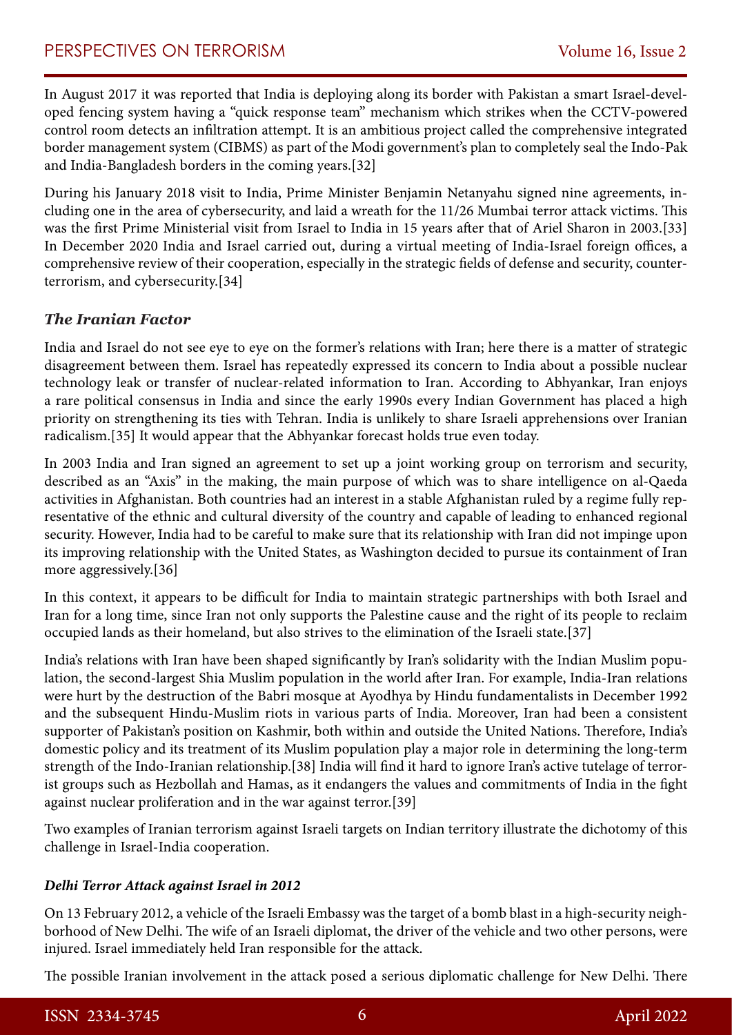In August 2017 it was reported that India is deploying along its border with Pakistan a smart Israel-developed fencing system having a "quick response team" mechanism which strikes when the CCTV-powered control room detects an infiltration attempt. It is an ambitious project called the comprehensive integrated border management system (CIBMS) as part of the Modi government's plan to completely seal the Indo-Pak and India-Bangladesh borders in the coming years.[32]

During his January 2018 visit to India, Prime Minister Benjamin Netanyahu signed nine agreements, including one in the area of cybersecurity, and laid a wreath for the 11/26 Mumbai terror attack victims. This was the first Prime Ministerial visit from Israel to India in 15 years after that of Ariel Sharon in 2003.[33] In December 2020 India and Israel carried out, during a virtual meeting of India-Israel foreign offices, a comprehensive review of their cooperation, especially in the strategic fields of defense and security, counter-terrorism, and cybersecurity.[34]

### *The Iranian Factor*

India and Israel do not see eye to eye on the former's relations with Iran; here there is a matter of strategic disagreement between them. Israel has repeatedly expressed its concern to India about a possible nuclear technology leak or transfer of nuclear-related information to Iran. According to Abhyankar, Iran enjoys a rare political consensus in India and since the early 1990s every Indian Government has placed a high priority on strengthening its ties with Tehran. India is unlikely to share Israeli apprehensions over Iranian radicalism.[35] It would appear that the Abhyankar forecast holds true even today.

In 2003 India and Iran signed an agreement to set up a joint working group on terrorism and security, described as an "Axis" in the making, the main purpose of which was to share intelligence on al-Qaeda activities in Afghanistan. Both countries had an interest in a stable Afghanistan ruled by a regime fully representative of the ethnic and cultural diversity of the country and capable of leading to enhanced regional security. However, India had to be careful to make sure that its relationship with Iran did not impinge upon its improving relationship with the United States, as Washington decided to pursue its containment of Iran more aggressively.[36]

In this context, it appears to be difficult for India to maintain strategic partnerships with both Israel and Iran for a long time, since Iran not only supports the Palestine cause and the right of its people to reclaim occupied lands as their homeland, but also strives to the elimination of the Israeli state.[37]

India's relations with Iran have been shaped significantly by Iran's solidarity with the Indian Muslim population, the second-largest Shia Muslim population in the world after Iran. For example, India-Iran relations were hurt by the destruction of the Babri mosque at Ayodhya by Hindu fundamentalists in December 1992 and the subsequent Hindu-Muslim riots in various parts of India. Moreover, Iran had been a consistent supporter of Pakistan's position on Kashmir, both within and outside the United Nations. Therefore, India's domestic policy and its treatment of its Muslim population play a major role in determining the long-term strength of the Indo-Iranian relationship.[38] India will find it hard to ignore Iran's active tutelage of terrorist groups such as Hezbollah and Hamas, as it endangers the values and commitments of India in the fight against nuclear proliferation and in the war against terror.[39]

Two examples of Iranian terrorism against Israeli targets on Indian territory illustrate the dichotomy of this challenge in Israel-India cooperation.

#### *Delhi Terror Attack against Israel in 2012*

On 13 February 2012, a vehicle of the Israeli Embassy was the target of a bomb blast in a high-security neighborhood of New Delhi. The wife of an Israeli diplomat, the driver of the vehicle and two other persons, were injured. Israel immediately held Iran responsible for the attack.

The possible Iranian involvement in the attack posed a serious diplomatic challenge for New Delhi. There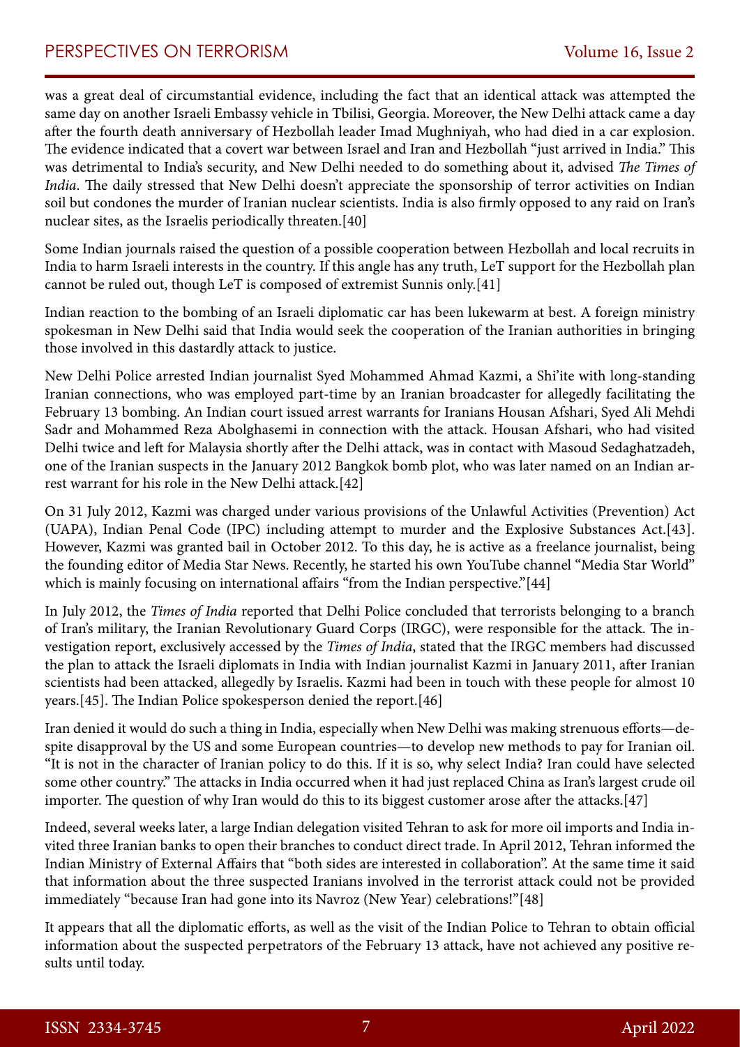was a great deal of circumstantial evidence, including the fact that an identical attack was attempted the same day on another Israeli Embassy vehicle in Tbilisi, Georgia. Moreover, the New Delhi attack came a day after the fourth death anniversary of Hezbollah leader Imad Mughniyah, who had died in a car explosion. The evidence indicated that a covert war between Israel and Iran and Hezbollah "just arrived in India." This was detrimental to India's security, and New Delhi needed to do something about it, advised *The Times of India*. The daily stressed that New Delhi doesn't appreciate the sponsorship of terror activities on Indian soil but condones the murder of Iranian nuclear scientists. India is also firmly opposed to any raid on Iran's nuclear sites, as the Israelis periodically threaten.[40]

Some Indian journals raised the question of a possible cooperation between Hezbollah and local recruits in India to harm Israeli interests in the country. If this angle has any truth, LeT support for the Hezbollah plan cannot be ruled out, though LeT is composed of extremist Sunnis only.[41]

Indian reaction to the bombing of an Israeli diplomatic car has been lukewarm at best. A foreign ministry spokesman in New Delhi said that India would seek the cooperation of the Iranian authorities in bringing those involved in this dastardly attack to justice.

New Delhi Police arrested Indian journalist Syed Mohammed Ahmad Kazmi, a Shi'ite with long-standing Iranian connections, who was employed part-time by an Iranian broadcaster for allegedly facilitating the February 13 bombing. An Indian court issued arrest warrants for Iranians Housan Afshari, Syed Ali Mehdi Sadr and Mohammed Reza Abolghasemi in connection with the attack. Housan Afshari, who had visited Delhi twice and left for Malaysia shortly after the Delhi attack, was in contact with Masoud Sedaghatzadeh, one of the Iranian suspects in the January 2012 Bangkok bomb plot, who was later named on an Indian arrest warrant for his role in the New Delhi attack.[42]

On 31 July 2012, Kazmi was charged under various provisions of the Unlawful Activities (Prevention) Act (UAPA), Indian Penal Code (IPC) including attempt to murder and the Explosive Substances Act.[43]. However, Kazmi was granted bail in October 2012. To this day, he is active as a freelance journalist, being the founding editor of Media Star News. Recently, he started his own YouTube channel "Media Star World" which is mainly focusing on international affairs "from the Indian perspective."[44]

In July 2012, the *Times of India* reported that Delhi Police concluded that terrorists belonging to a branch of Iran's military, the Iranian Revolutionary Guard Corps (IRGC), were responsible for the attack. The investigation report, exclusively accessed by the *Times of India*, stated that the IRGC members had discussed the plan to attack the Israeli diplomats in India with Indian journalist Kazmi in January 2011, after Iranian scientists had been attacked, allegedly by Israelis. Kazmi had been in touch with these people for almost 10 years.[45]. The Indian Police spokesperson denied the report.[46]

Iran denied it would do such a thing in India, especially when New Delhi was making strenuous efforts—despite disapproval by the US and some European countries—to develop new methods to pay for Iranian oil. "It is not in the character of Iranian policy to do this. If it is so, why select India? Iran could have selected some other country." The attacks in India occurred when it had just replaced China as Iran's largest crude oil importer. The question of why Iran would do this to its biggest customer arose after the attacks.[47]

Indeed, several weeks later, a large Indian delegation visited Tehran to ask for more oil imports and India invited three Iranian banks to open their branches to conduct direct trade. In April 2012, Tehran informed the Indian Ministry of External Affairs that "both sides are interested in collaboration". At the same time it said that information about the three suspected Iranians involved in the terrorist attack could not be provided immediately "because Iran had gone into its Navroz (New Year) celebrations!"[48]

It appears that all the diplomatic efforts, as well as the visit of the Indian Police to Tehran to obtain official information about the suspected perpetrators of the February 13 attack, have not achieved any positive results until today.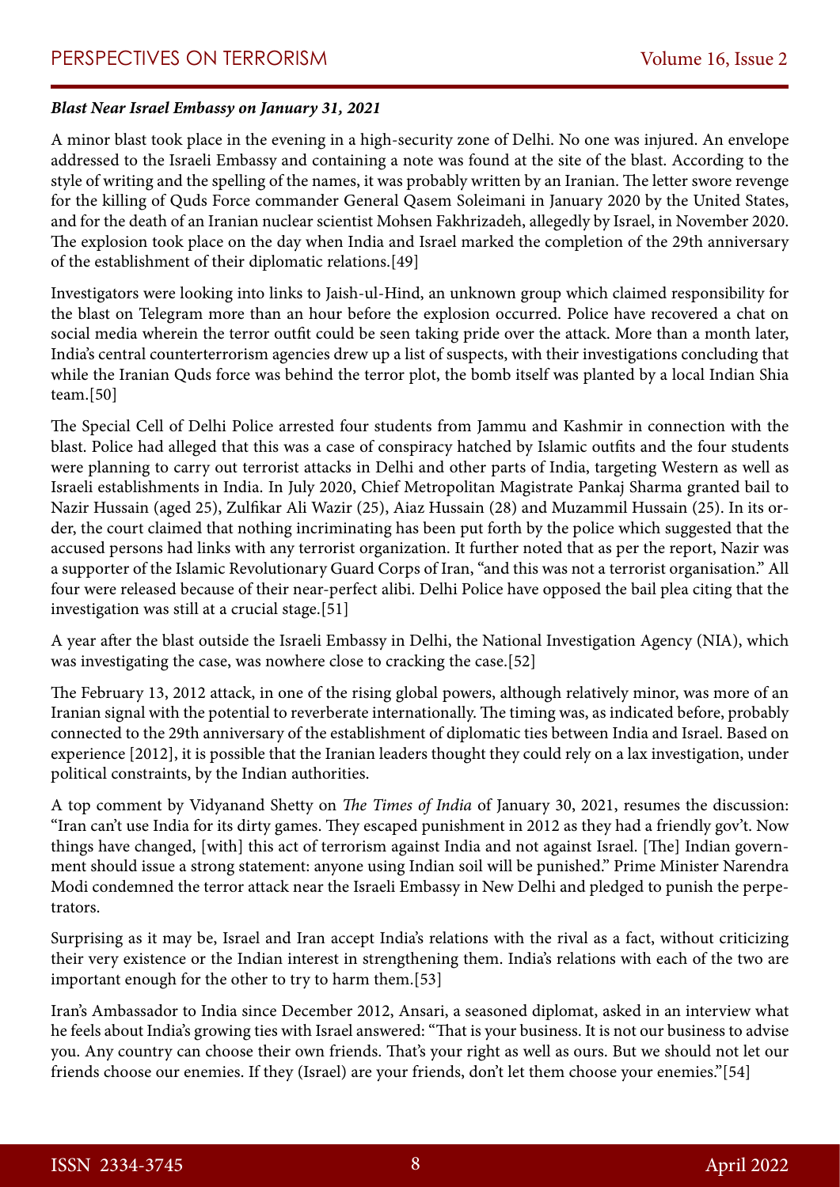***Blast Near Israel Embassy on January 31, 2021***

A minor blast took place in the evening in a high-security zone of Delhi. No one was injured. An envelope addressed to the Israeli Embassy and containing a note was found at the site of the blast. According to the style of writing and the spelling of the names, it was probably written by an Iranian. The letter swore revenge for the killing of Quds Force commander General Qasem Soleimani in January 2020 by the United States, and for the death of an Iranian nuclear scientist Mohsen Fakhrizadeh, allegedly by Israel, in November 2020. The explosion took place on the day when India and Israel marked the completion of the 29th anniversary of the establishment of their diplomatic relations.[49]

Investigators were looking into links to Jaish-ul-Hind, an unknown group which claimed responsibility for the blast on Telegram more than an hour before the explosion occurred. Police have recovered a chat on social media wherein the terror outfit could be seen taking pride over the attack. More than a month later, India's central counterterrorism agencies drew up a list of suspects, with their investigations concluding that while the Iranian Quds force was behind the terror plot, the bomb itself was planted by a local Indian Shia team.[50]

The Special Cell of Delhi Police arrested four students from Jammu and Kashmir in connection with the blast. Police had alleged that this was a case of conspiracy hatched by Islamic outfits and the four students were planning to carry out terrorist attacks in Delhi and other parts of India, targeting Western as well as Israeli establishments in India. In July 2020, Chief Metropolitan Magistrate Pankaj Sharma granted bail to Nazir Hussain (aged 25), Zulfikar Ali Wazir (25), Aiaz Hussain (28) and Muzammil Hussain (25). In its order, the court claimed that nothing incriminating has been put forth by the police which suggested that the accused persons had links with any terrorist organization. It further noted that as per the report, Nazir was a supporter of the Islamic Revolutionary Guard Corps of Iran, "and this was not a terrorist organisation." All four were released because of their near-perfect alibi. Delhi Police have opposed the bail plea citing that the investigation was still at a crucial stage.[51]

A year after the blast outside the Israeli Embassy in Delhi, the National Investigation Agency (NIA), which was investigating the case, was nowhere close to cracking the case.[52]

The February 13, 2012 attack, in one of the rising global powers, although relatively minor, was more of an Iranian signal with the potential to reverberate internationally. The timing was, as indicated before, probably connected to the 29th anniversary of the establishment of diplomatic ties between India and Israel. Based on experience [2012], it is possible that the Iranian leaders thought they could rely on a lax investigation, under political constraints, by the Indian authorities.

A top comment by Vidyanand Shetty on *The Times of India* of January 30, 2021, resumes the discussion: "Iran can't use India for its dirty games. They escaped punishment in 2012 as they had a friendly gov't. Now things have changed, [with] this act of terrorism against India and not against Israel. [The] Indian government should issue a strong statement: anyone using Indian soil will be punished." Prime Minister Narendra Modi condemned the terror attack near the Israeli Embassy in New Delhi and pledged to punish the perpetrators.

Surprising as it may be, Israel and Iran accept India's relations with the rival as a fact, without criticizing their very existence or the Indian interest in strengthening them. India's relations with each of the two are important enough for the other to try to harm them.[53]

Iran's Ambassador to India since December 2012, Ansari, a seasoned diplomat, asked in an interview what he feels about India's growing ties with Israel answered: "That is your business. It is not our business to advise you. Any country can choose their own friends. That's your right as well as ours. But we should not let our friends choose our enemies. If they (Israel) are your friends, don't let them choose your enemies."[54]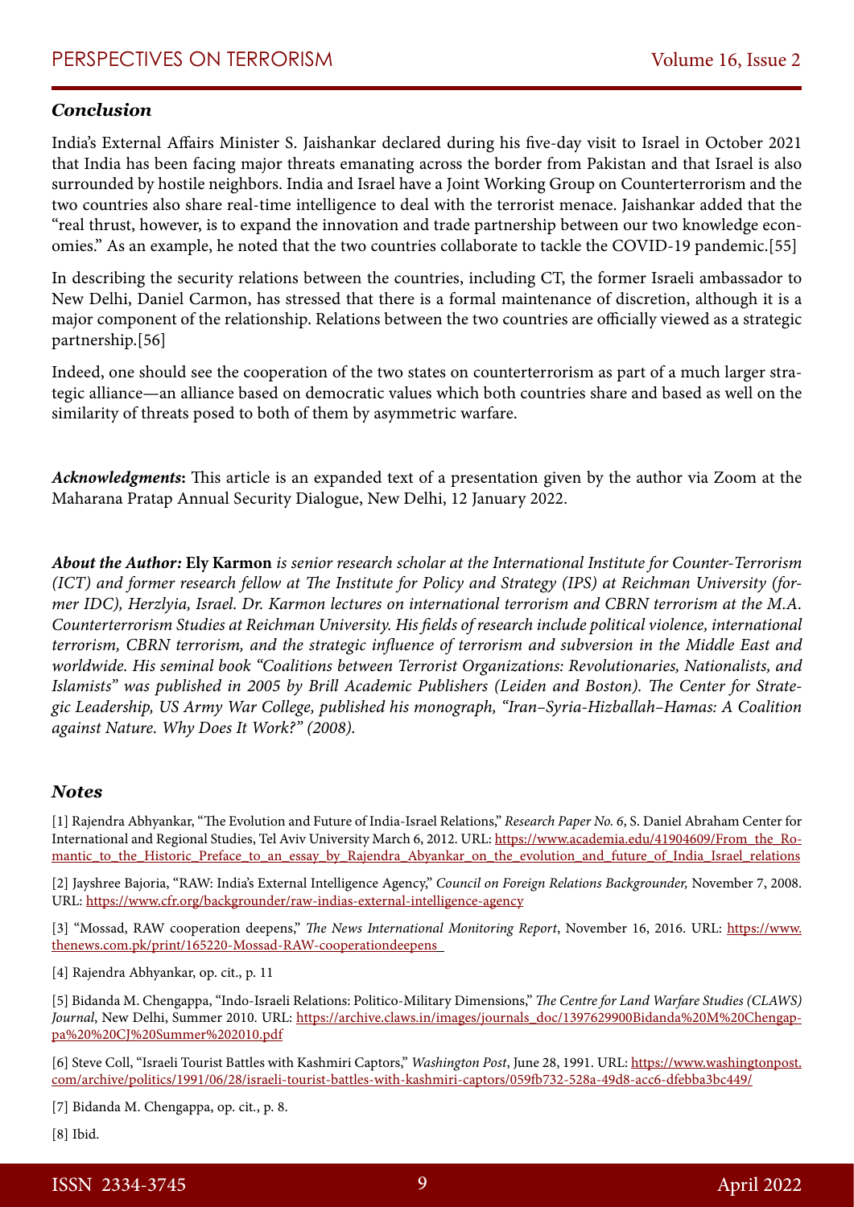### *Conclusion*

India's External Affairs Minister S. Jaishankar declared during his five-day visit to Israel in October 2021 that India has been facing major threats emanating across the border from Pakistan and that Israel is also surrounded by hostile neighbors. India and Israel have a Joint Working Group on Counterterrorism and the two countries also share real-time intelligence to deal with the terrorist menace. Jaishankar added that the "real thrust, however, is to expand the innovation and trade partnership between our two knowledge economies." As an example, he noted that the two countries collaborate to tackle the COVID-19 pandemic.[55]

In describing the security relations between the countries, including CT, the former Israeli ambassador to New Delhi, Daniel Carmon, has stressed that there is a formal maintenance of discretion, although it is a major component of the relationship. Relations between the two countries are officially viewed as a strategic partnership.[56]

Indeed, one should see the cooperation of the two states on counterterrorism as part of a much larger strategic alliance—an alliance based on democratic values which both countries share and based as well on the similarity of threats posed to both of them by asymmetric warfare.

***Acknowledgments*:** This article is an expanded text of a presentation given by the author via Zoom at the Maharana Pratap Annual Security Dialogue, New Delhi, 12 January 2022.

***About the Author:* Ely Karmon** *is senior research scholar at the International Institute for Counter-Terrorism (ICT) and former research fellow at The Institute for Policy and Strategy (IPS) at Reichman University (former IDC), Herzlyia, Israel. Dr. Karmon lectures on international terrorism and CBRN terrorism at the M.A. Counterterrorism Studies at Reichman University. His fields of research include political violence, international terrorism, CBRN terrorism, and the strategic influence of terrorism and subversion in the Middle East and worldwide. His seminal book "Coalitions between Terrorist Organizations: Revolutionaries, Nationalists, and Islamists" was published in 2005 by Brill Academic Publishers (Leiden and Boston). The Center for Strategic Leadership, US Army War College, published his monograph, "Iran–Syria-Hizballah–Hamas: A Coalition against Nature. Why Does It Work?" (2008).*

### *Notes*

[1] Rajendra Abhyankar, "The Evolution and Future of India-Israel Relations," *Research Paper No. 6*, S. Daniel Abraham Center for International and Regional Studies, Tel Aviv University March 6, 2012. URL: https://www.academia.edu/41904609/From_the_Romantic_to_the_Historic_Preface_to_an_essay_by_Rajendra_Abyankar_on_the_evolution_and_future_of_India_Israel_relations

[2] Jayshree Bajoria, "RAW: India's External Intelligence Agency," *Council on Foreign Relations Backgrounder,* November 7, 2008. URL: https://www.cfr.org/backgrounder/raw-indias-external-intelligence-agency

[3] "Mossad, RAW cooperation deepens," *The News International Monitoring Report*, November 16, 2016. URL: https://www.thenews.com.pk/print/165220-Mossad-RAW-cooperationdeepens

[4] Rajendra Abhyankar, op. cit., p. 11

[5] Bidanda M. Chengappa, "Indo-Israeli Relations: Politico-Military Dimensions," *The Centre for Land Warfare Studies (CLAWS) Journal*, New Delhi, Summer 2010. URL: https://archive.claws.in/images/journals_doc/1397629900Bidanda%20M%20Chengappa%20%20CJ%20Summer%202010.pdf

[6] Steve Coll, "Israeli Tourist Battles with Kashmiri Captors," *Washington Post*, June 28, 1991. URL: https://www.washingtonpost.com/archive/politics/1991/06/28/israeli-tourist-battles-with-kashmiri-captors/059fb732-528a-49d8-acc6-dfebba3bc449/

[7] Bidanda M. Chengappa, op. cit., p. 8.

[8] Ibid.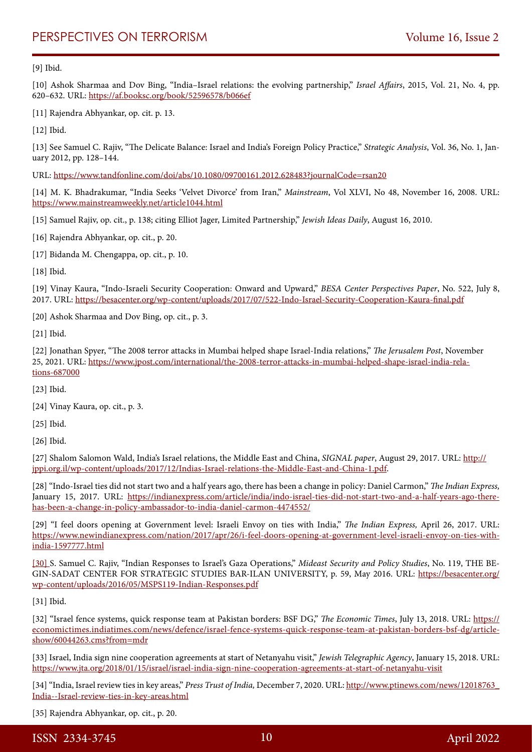[9] Ibid.

[10] Ashok Sharmaa and Dov Bing, "India–Israel relations: the evolving partnership," *Israel Affairs*, 2015, Vol. 21, No. 4, pp. 620–632. URL: https://af.booksc.org/book/52596578/b066ef

[11] Rajendra Abhyankar, op. cit. p. 13.

[12] Ibid.

[13] See Samuel C. Rajiv, "The Delicate Balance: Israel and India's Foreign Policy Practice," *Strategic Analysis*, Vol. 36, No. 1, January 2012, pp. 128–144.

URL: https://www.tandfonline.com/doi/abs/10.1080/09700161.2012.628483?journalCode=rsan20

[14] M. K. Bhadrakumar, "India Seeks 'Velvet Divorce' from Iran," *Mainstream*, Vol XLVI, No 48, November 16, 2008. URL: https://www.mainstreamweekly.net/article1044.html

[15] Samuel Rajiv, op. cit., p. 138; citing Elliot Jager, Limited Partnership," *Jewish Ideas Daily*, August 16, 2010.

[16] Rajendra Abhyankar, op. cit., p. 20.

[17] Bidanda M. Chengappa, op. cit., p. 10.

[18] Ibid.

[19] Vinay Kaura, "Indo-Israeli Security Cooperation: Onward and Upward," *BESA Center Perspectives Paper*, No. 522, July 8, 2017. URL: https://besacenter.org/wp-content/uploads/2017/07/522-Indo-Israel-Security-Cooperation-Kaura-final.pdf

[20] Ashok Sharmaa and Dov Bing, op. cit., p. 3.

[21] Ibid.

[22] Jonathan Spyer, "The 2008 terror attacks in Mumbai helped shape Israel-India relations," *The Jerusalem Post*, November 25, 2021. URL: https://www.jpost.com/international/the-2008-terror-attacks-in-mumbai-helped-shape-israel-india-relations-687000

[23] Ibid.

[24] Vinay Kaura, op. cit., p. 3.

[25] Ibid.

[26] Ibid.

[27] Shalom Salomon Wald, India's Israel relations, the Middle East and China, *SIGNAL paper*, August 29, 2017. URL: http://jppi.org.il/wp-content/uploads/2017/12/Indias-Israel-relations-the-Middle-East-and-China-1.pdf.

[28] "Indo-Israel ties did not start two and a half years ago, there has been a change in policy: Daniel Carmon," *The Indian Express*, January 15, 2017. URL: https://indianexpress.com/article/india/indo-israel-ties-did-not-start-two-and-a-half-years-ago-there-has-been-a-change-in-policy-ambassador-to-india-daniel-carmon-4474552/

[29] "I feel doors opening at Government level: Israeli Envoy on ties with India," *The Indian Express,* April 26, 2017. URL: https://www.newindianexpress.com/nation/2017/apr/26/i-feel-doors-opening-at-government-level-israeli-envoy-on-ties-with-india-1597777.html

[30] S. Samuel C. Rajiv, "Indian Responses to Israel's Gaza Operations," *Mideast Security and Policy Studies*, No. 119, THE BEGIN-SADAT CENTER FOR STRATEGIC STUDIES BAR-ILAN UNIVERSITY, p. 59, May 2016. URL: https://besacenter.org/wp-content/uploads/2016/05/MSPS119-Indian-Responses.pdf

[31] Ibid.

[32] "Israel fence systems, quick response team at Pakistan borders: BSF DG," *The Economic Times*, July 13, 2018. URL: https://economictimes.indiatimes.com/news/defence/israel-fence-systems-quick-response-team-at-pakistan-borders-bsf-dg/articleshow/60044263.cms?from=mdr

[33] Israel, India sign nine cooperation agreements at start of Netanyahu visit," *Jewish Telegraphic Agency*, January 15, 2018. URL: https://www.jta.org/2018/01/15/israel/israel-india-sign-nine-cooperation-agreements-at-start-of-netanyahu-visit

[34] "India, Israel review ties in key areas," *Press Trust of India,* December 7, 2020. URL: http://www.ptinews.com/news/12018763_India--Israel-review-ties-in-key-areas.html

[35] Rajendra Abhyankar, op. cit., p. 20.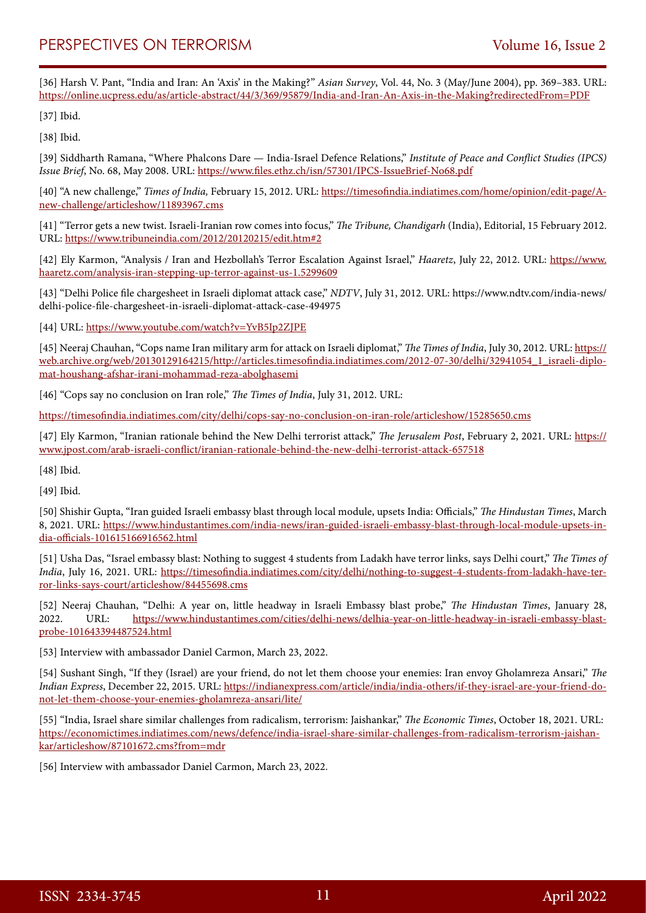[36] Harsh V. Pant, "India and Iran: An 'Axis' in the Making?" *Asian Survey*, Vol. 44, No. 3 (May/June 2004), pp. 369–383. URL: https://online.ucpress.edu/as/article-abstract/44/3/369/95879/India-and-Iran-An-Axis-in-the-Making?redirectedFrom=PDF

[37] Ibid.

[38] Ibid.

[39] Siddharth Ramana, "Where Phalcons Dare — India-Israel Defence Relations," *Institute of Peace and Conflict Studies (IPCS) Issue Brief*, No. 68, May 2008. URL: https://www.files.ethz.ch/isn/57301/IPCS-IssueBrief-No68.pdf

[40] "A new challenge," *Times of India,* February 15, 2012. URL: https://timesofindia.indiatimes.com/home/opinion/edit-page/A-new-challenge/articleshow/11893967.cms

[41] "Terror gets a new twist. Israeli-Iranian row comes into focus," *The Tribune, Chandigarh* (India), Editorial, 15 February 2012. URL: https://www.tribuneindia.com/2012/20120215/edit.htm#2

[42] Ely Karmon, "Analysis / Iran and Hezbollah's Terror Escalation Against Israel," *Haaretz*, July 22, 2012. URL: https://www.haaretz.com/analysis-iran-stepping-up-terror-against-us-1.5299609

[43] "Delhi Police file chargesheet in Israeli diplomat attack case," *NDTV*, July 31, 2012. URL: https://www.ndtv.com/india-news/delhi-police-file-chargesheet-in-israeli-diplomat-attack-case-494975

[44] URL: https://www.youtube.com/watch?v=YvB5Ip2ZJPE

[45] Neeraj Chauhan, "Cops name Iran military arm for attack on Israeli diplomat," *The Times of India*, July 30, 2012. URL: https://web.archive.org/web/20130129164215/http://articles.timesofindia.indiatimes.com/2012-07-30/delhi/32941054_1_israeli-diplomat-houshang-afshar-irani-mohammad-reza-abolghasemi

[46] "Cops say no conclusion on Iran role," *The Times of India*, July 31, 2012. URL:

https://timesofindia.indiatimes.com/city/delhi/cops-say-no-conclusion-on-iran-role/articleshow/15285650.cms

[47] Ely Karmon, "Iranian rationale behind the New Delhi terrorist attack," *The Jerusalem Post*, February 2, 2021. URL: https://www.jpost.com/arab-israeli-conflict/iranian-rationale-behind-the-new-delhi-terrorist-attack-657518

[48] Ibid.

[49] Ibid.

[50] Shishir Gupta, "Iran guided Israeli embassy blast through local module, upsets India: Officials," *The Hindustan Times*, March 8, 2021. URL: https://www.hindustantimes.com/india-news/iran-guided-israeli-embassy-blast-through-local-module-upsets-india-officials-101615166916562.html

[51] Usha Das, "Israel embassy blast: Nothing to suggest 4 students from Ladakh have terror links, says Delhi court," *The Times of India*, July 16, 2021. URL: https://timesofindia.indiatimes.com/city/delhi/nothing-to-suggest-4-students-from-ladakh-have-terror-links-says-court/articleshow/84455698.cms

[52] Neeraj Chauhan, "Delhi: A year on, little headway in Israeli Embassy blast probe," *The Hindustan Times*, January 28, 2022. URL: https://www.hindustantimes.com/cities/delhi-news/delhia-year-on-little-headway-in-israeli-embassy-blast-probe-101643394487524.html

[53] Interview with ambassador Daniel Carmon, March 23, 2022.

[54] Sushant Singh, "If they (Israel) are your friend, do not let them choose your enemies: Iran envoy Gholamreza Ansari," *The Indian Express*, December 22, 2015. URL: https://indianexpress.com/article/india/india-others/if-they-israel-are-your-friend-do-not-let-them-choose-your-enemies-gholamreza-ansari/lite/

[55] "India, Israel share similar challenges from radicalism, terrorism: Jaishankar," *The Economic Times*, October 18, 2021. URL: https://economictimes.indiatimes.com/news/defence/india-israel-share-similar-challenges-from-radicalism-terrorism-jaishankar/articleshow/87101672.cms?from=mdr

[56] Interview with ambassador Daniel Carmon, March 23, 2022.